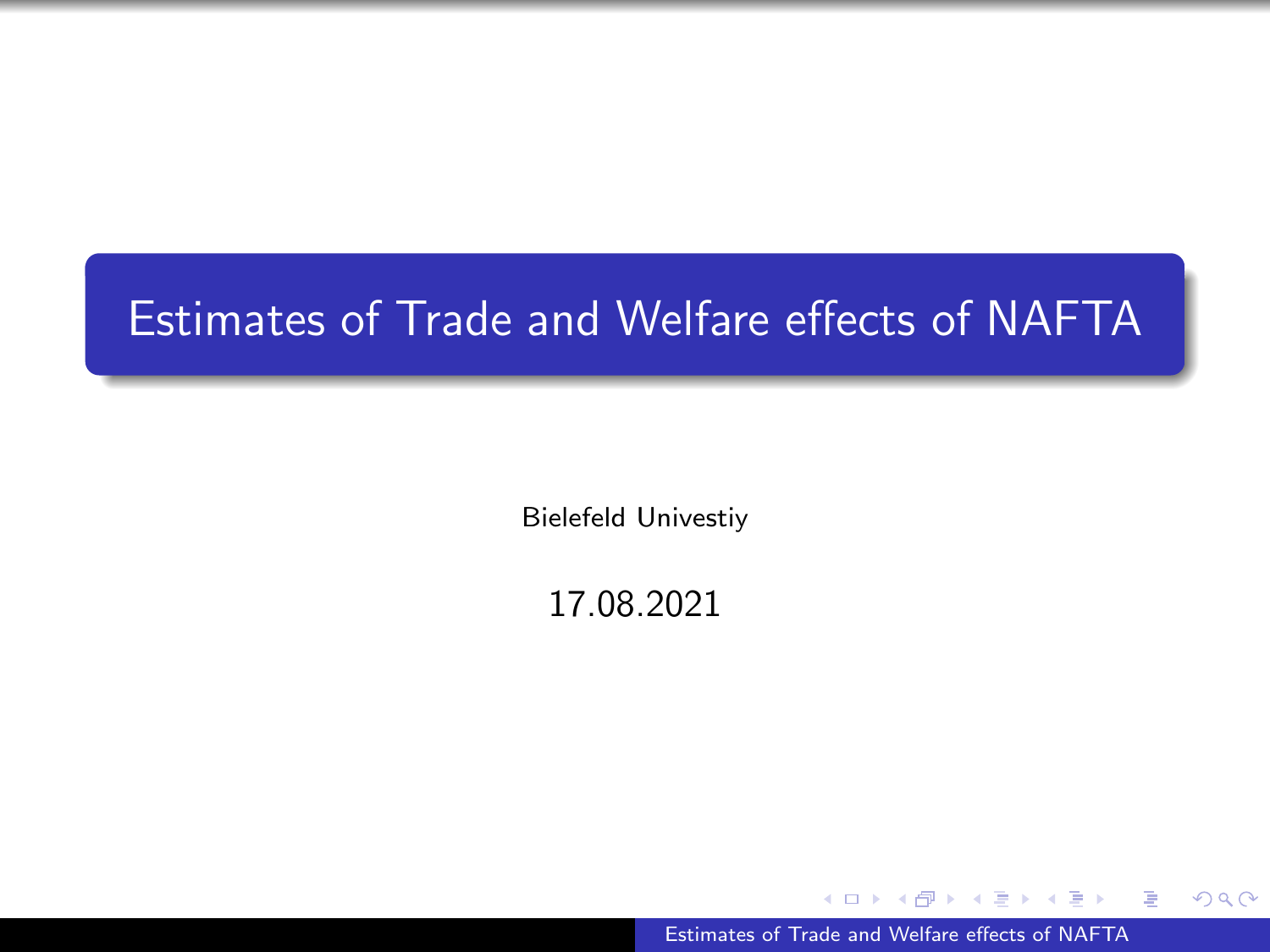# Estimates of Trade and Welfare effects of NAFTA

Bielefeld Univestiy

17.08.2021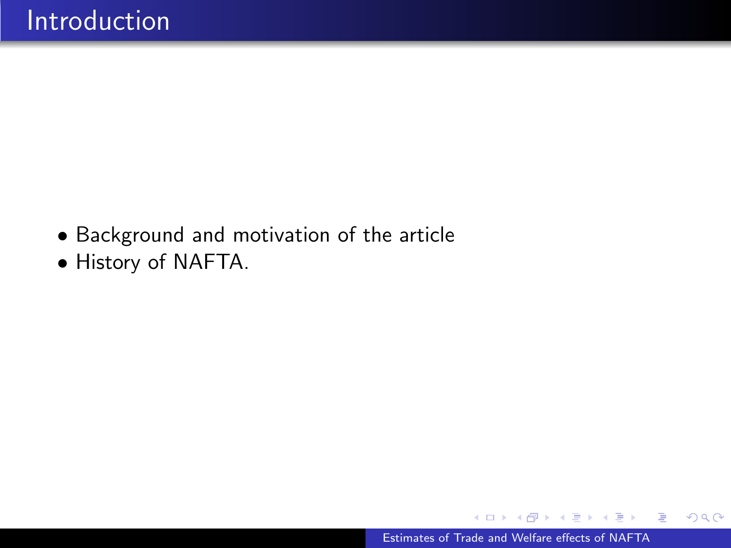# Introduction

- Background and motivation of the article
- History of NAFTA.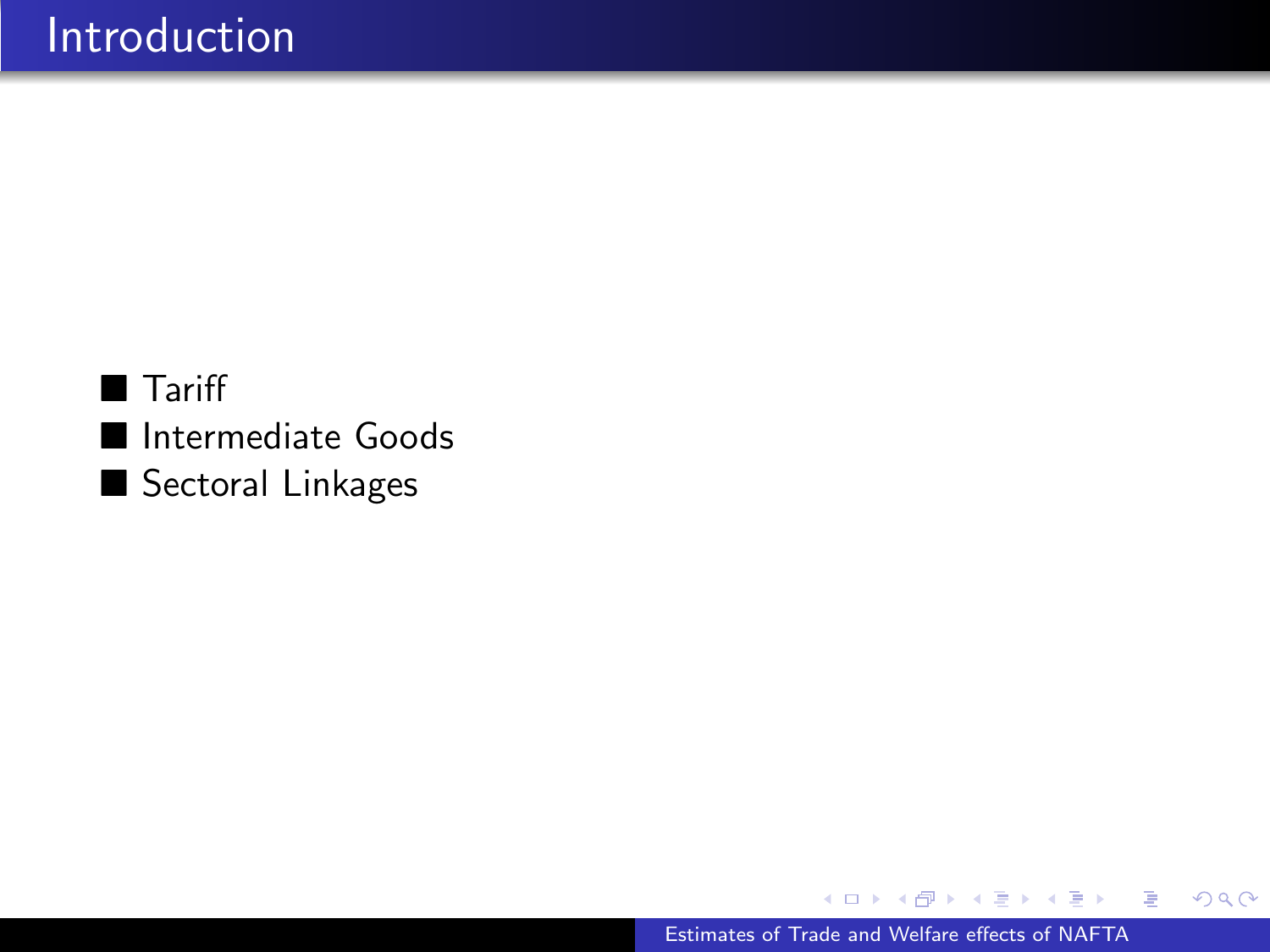# Introduction

- Tariff
- Intermediate Goods
- Sectoral Linkages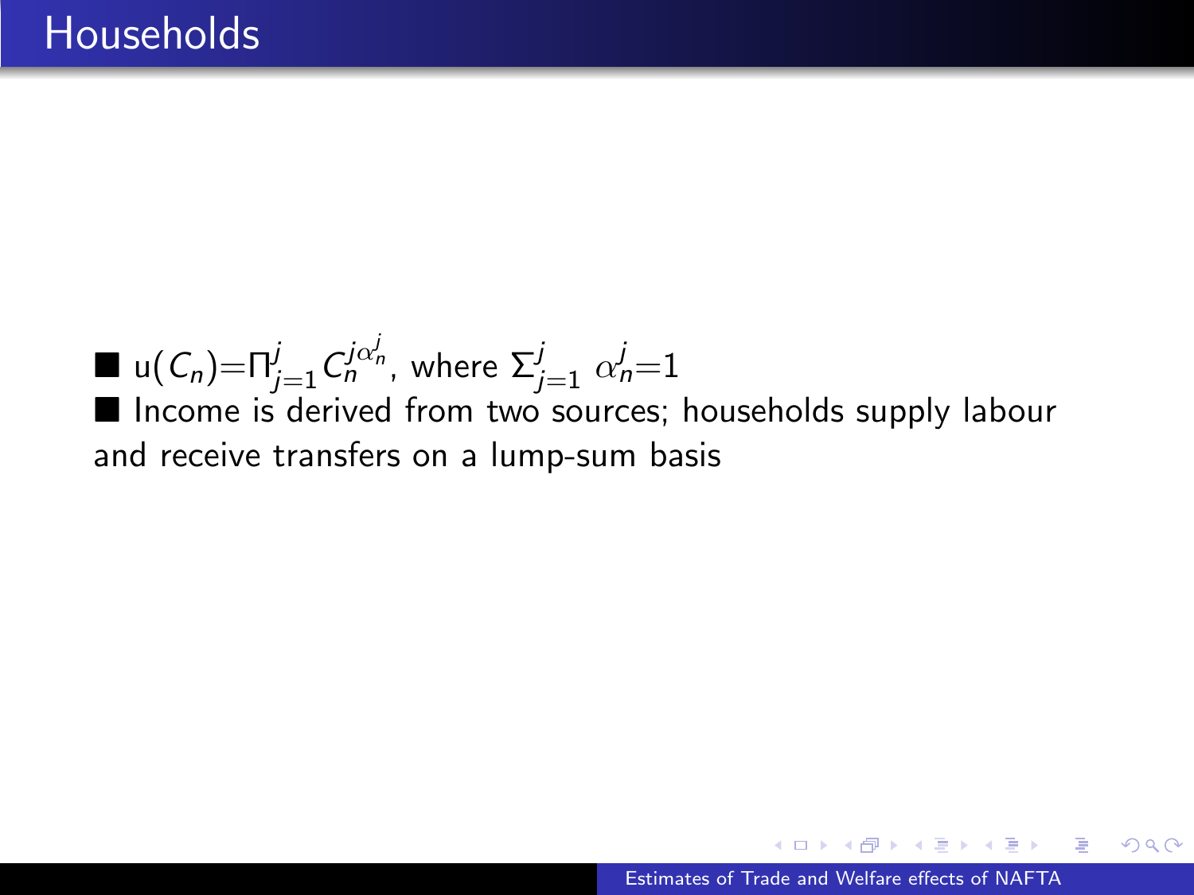# Households

- u$(C_n)$=$\Pi_{j=1}^{j} C_n^{j\alpha_n^j}$, where $\Sigma_{j=1}^{j}\ \alpha_n^j$=1
- Income is derived from two sources; households supply labour and receive transfers on a lump-sum basis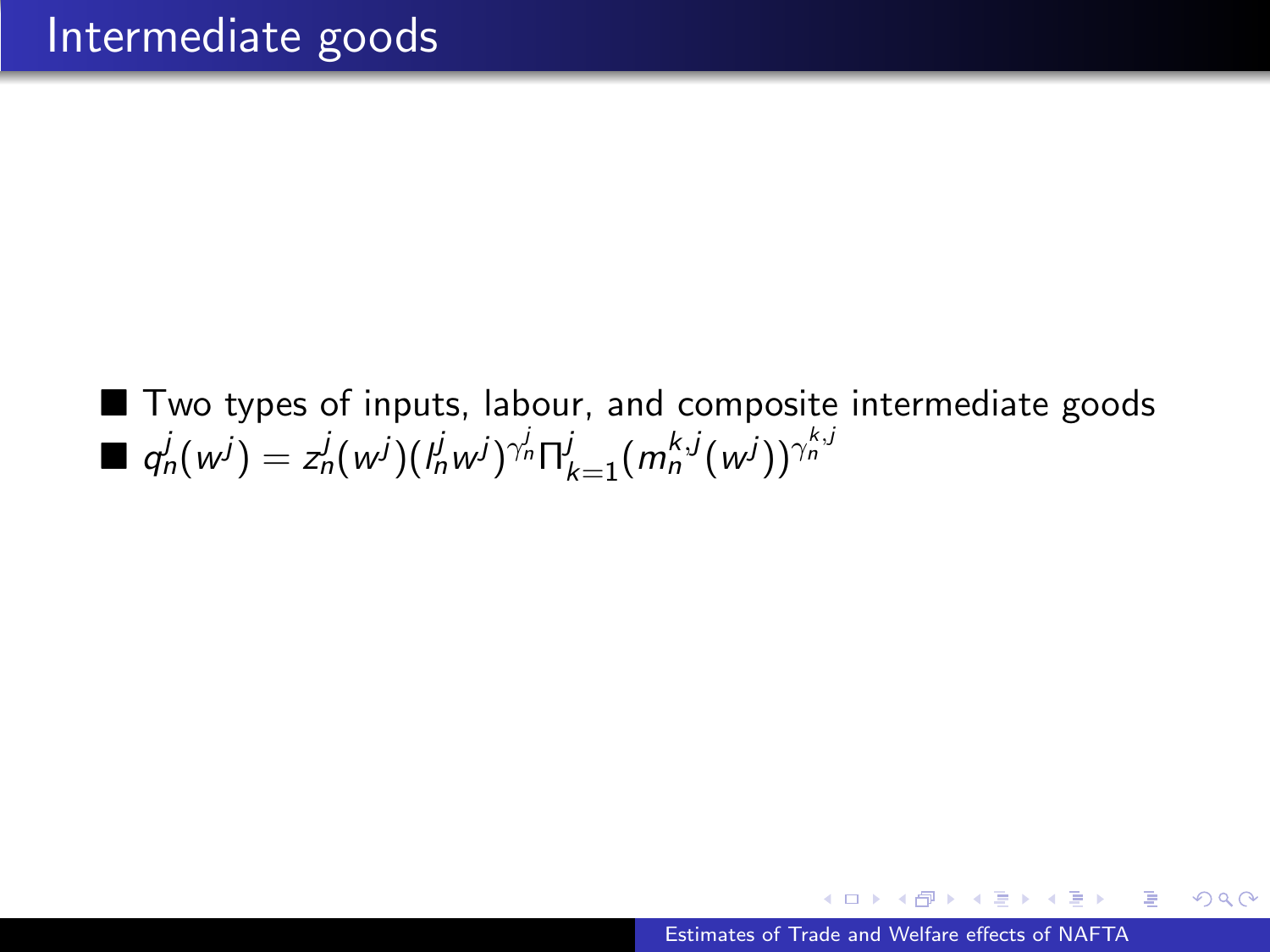# Intermediate goods

- Two types of inputs, labour, and composite intermediate goods
- $q_n^j(w^j) = z_n^j(w^j)(l_n^j w^j)^{\gamma_n^j} \Pi_{k=1}^j (m_n^{k,j}(w^j))^{\gamma_n^{k,j}}$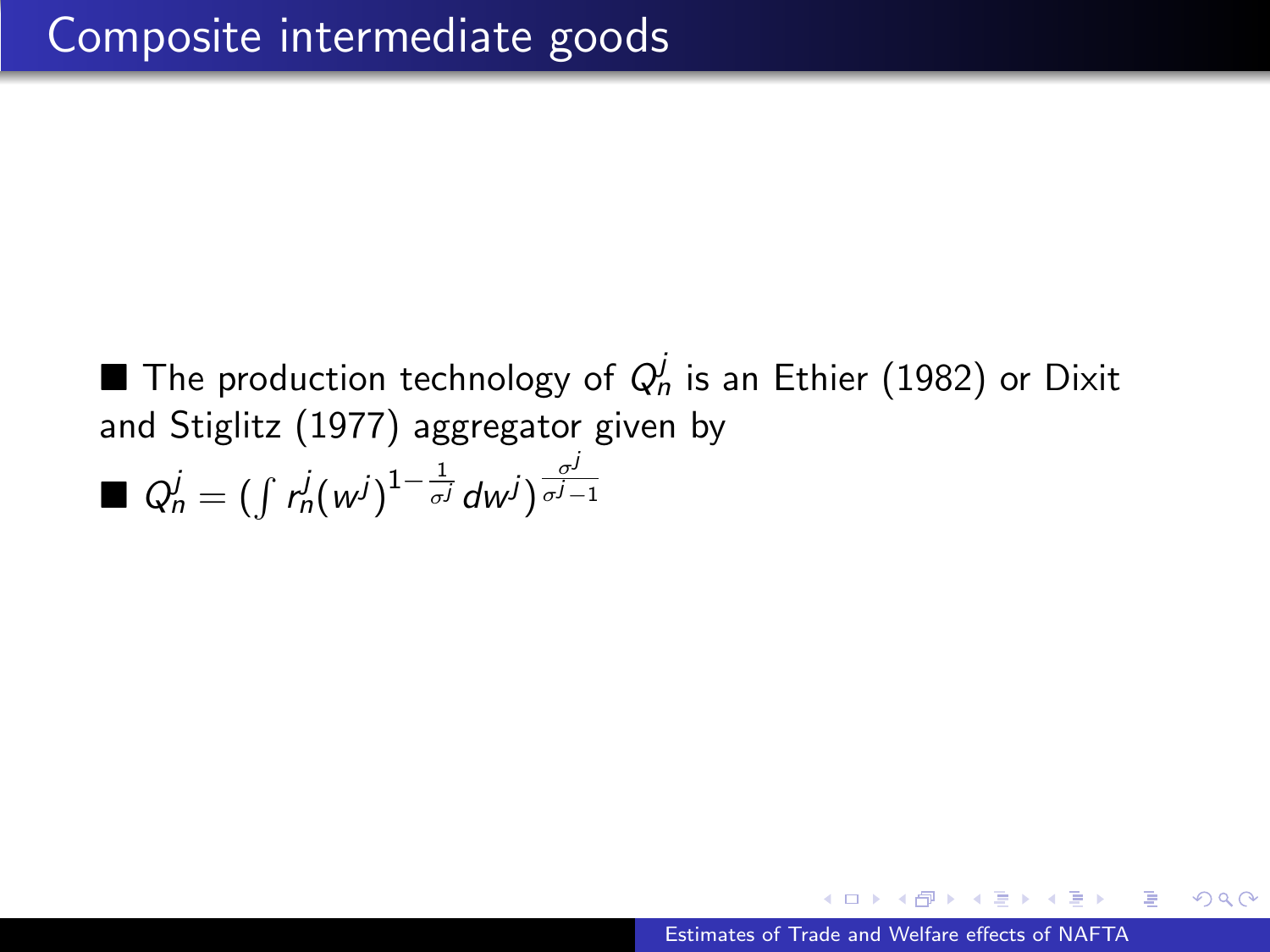# Composite intermediate goods

- The production technology of $Q_n^j$ is an Ethier (1982) or Dixit and Stiglitz (1977) aggregator given by
- $Q_n^j = (\int r_n^j(w^j)^{1-\frac{1}{\sigma^j}} dw^j)^{\frac{\sigma^j}{\sigma^j-1}}$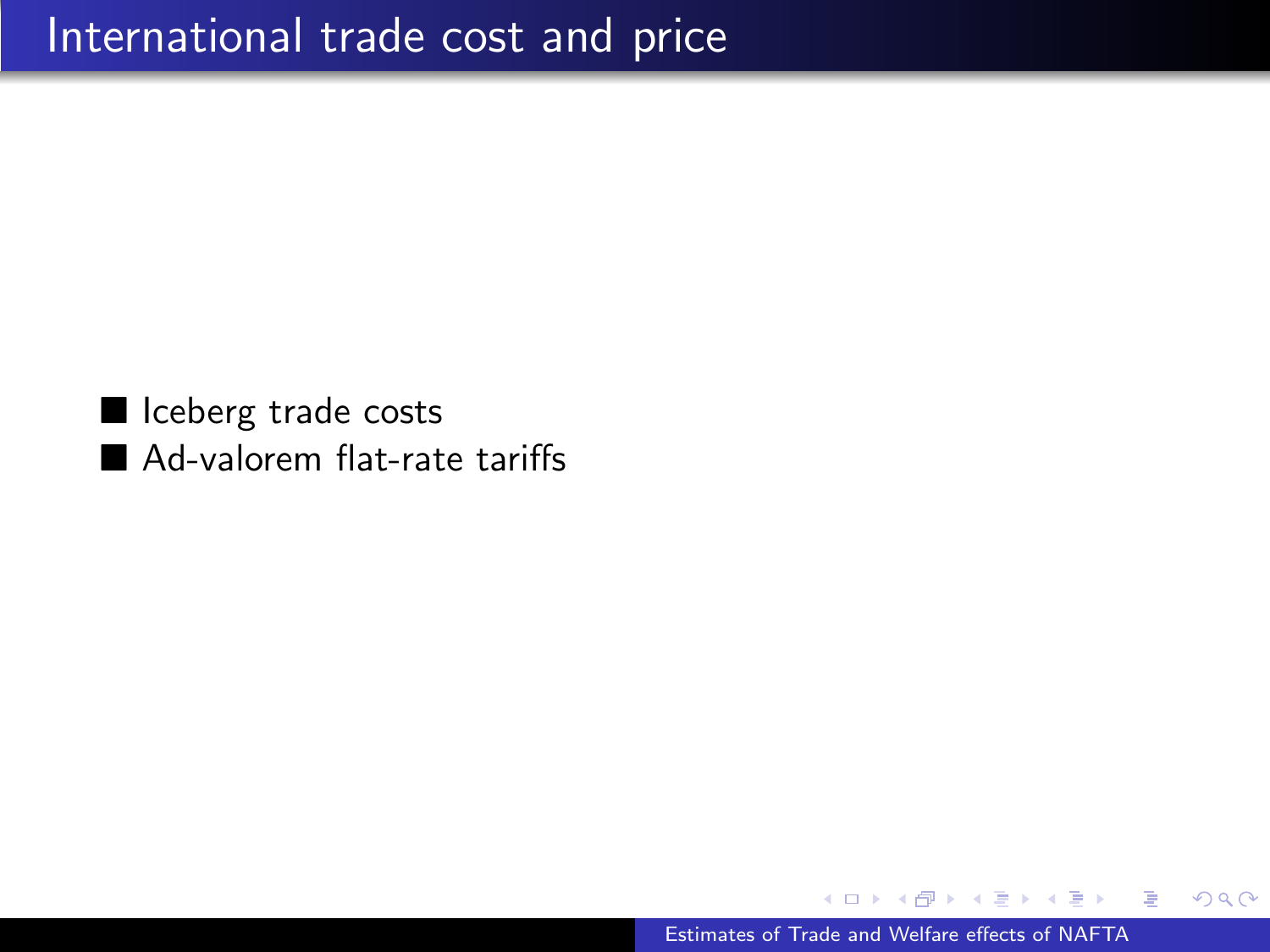# International trade cost and price

- Iceberg trade costs
- Ad-valorem flat-rate tariffs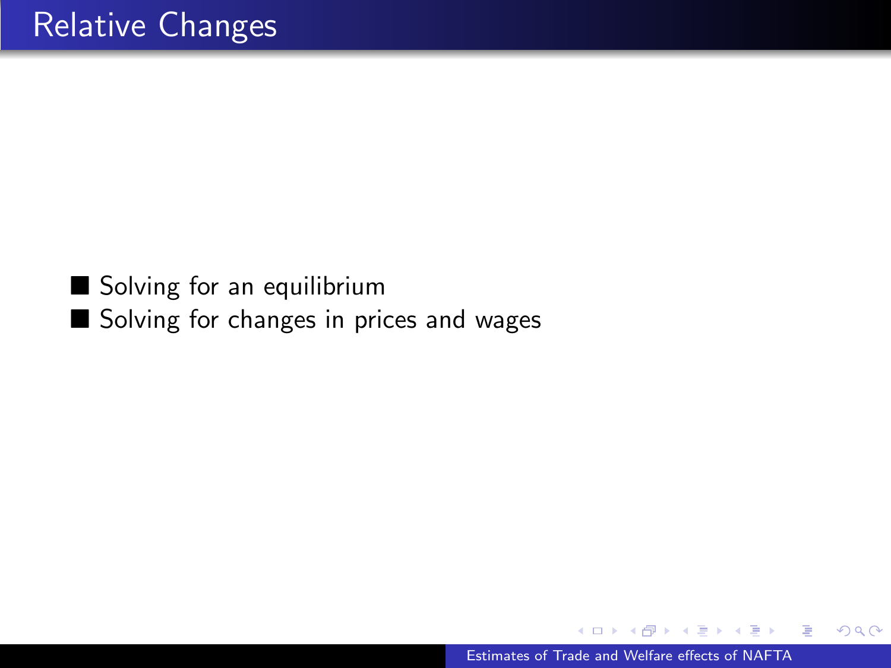# Relative Changes

- Solving for an equilibrium
- Solving for changes in prices and wages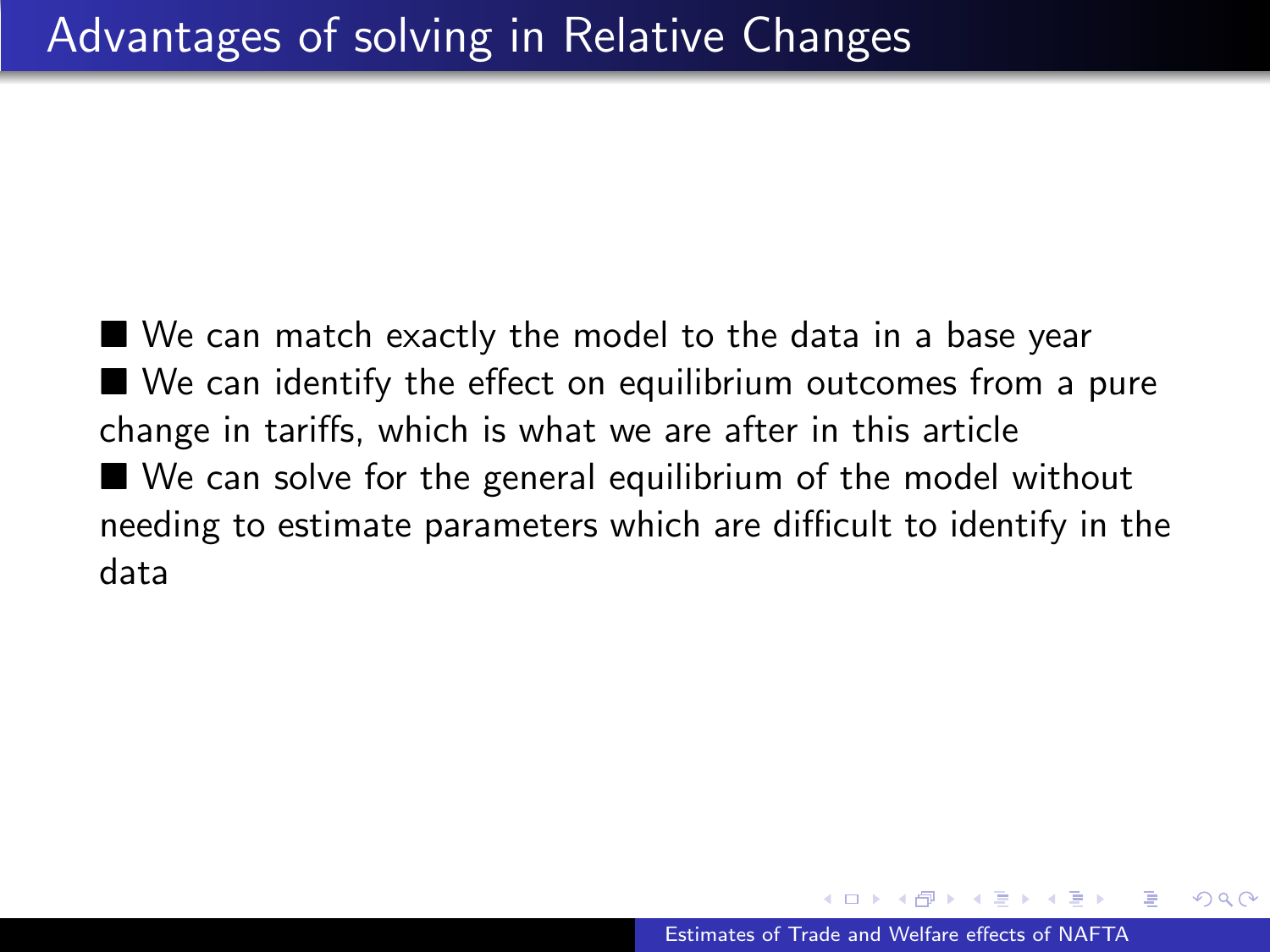# Advantages of solving in Relative Changes

- We can match exactly the model to the data in a base year
- We can identify the effect on equilibrium outcomes from a pure change in tariffs, which is what we are after in this article
- We can solve for the general equilibrium of the model without needing to estimate parameters which are difficult to identify in the data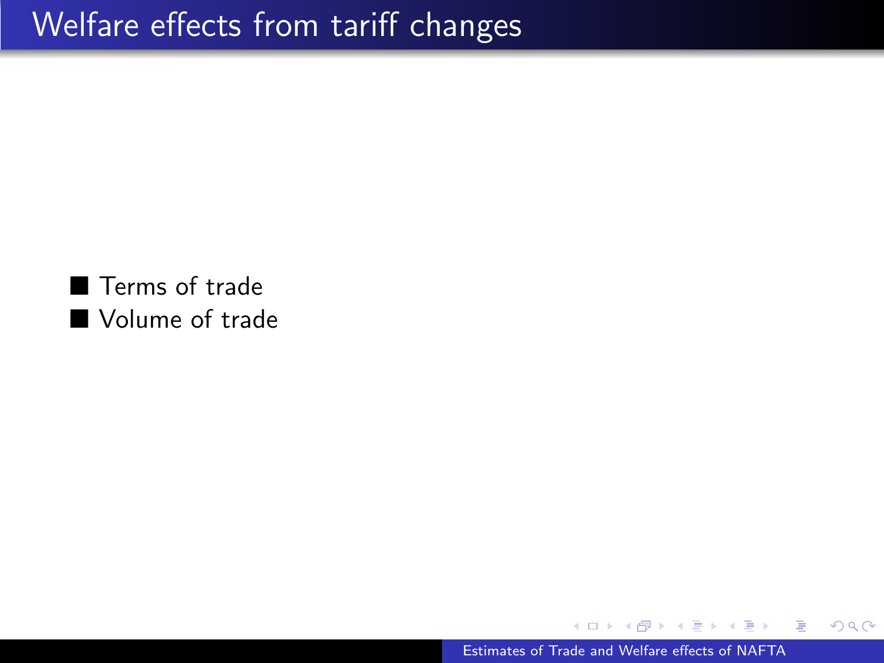# Welfare effects from tariff changes

- Terms of trade
- Volume of trade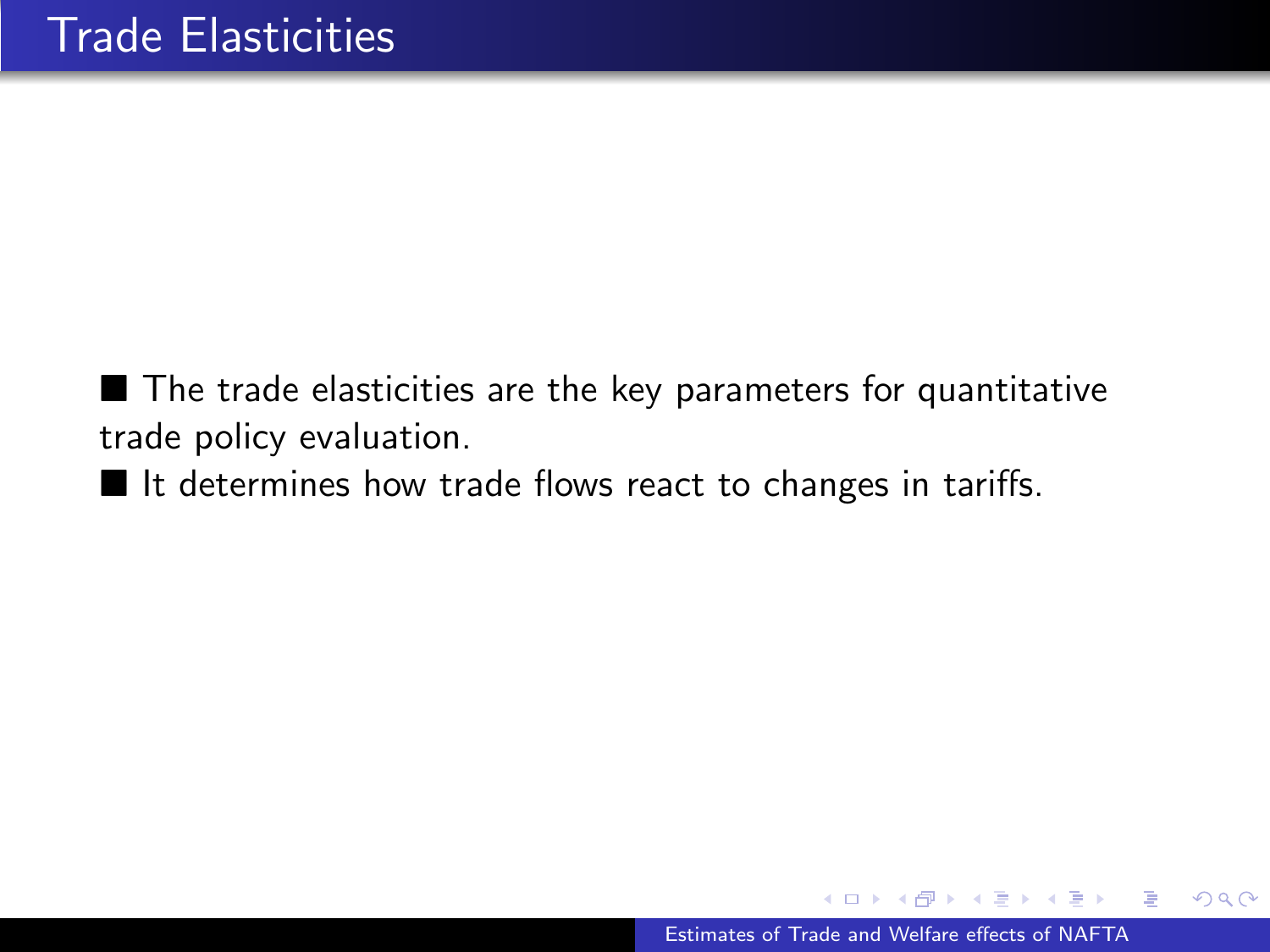# Trade Elasticities

- The trade elasticities are the key parameters for quantitative trade policy evaluation.
- It determines how trade flows react to changes in tariffs.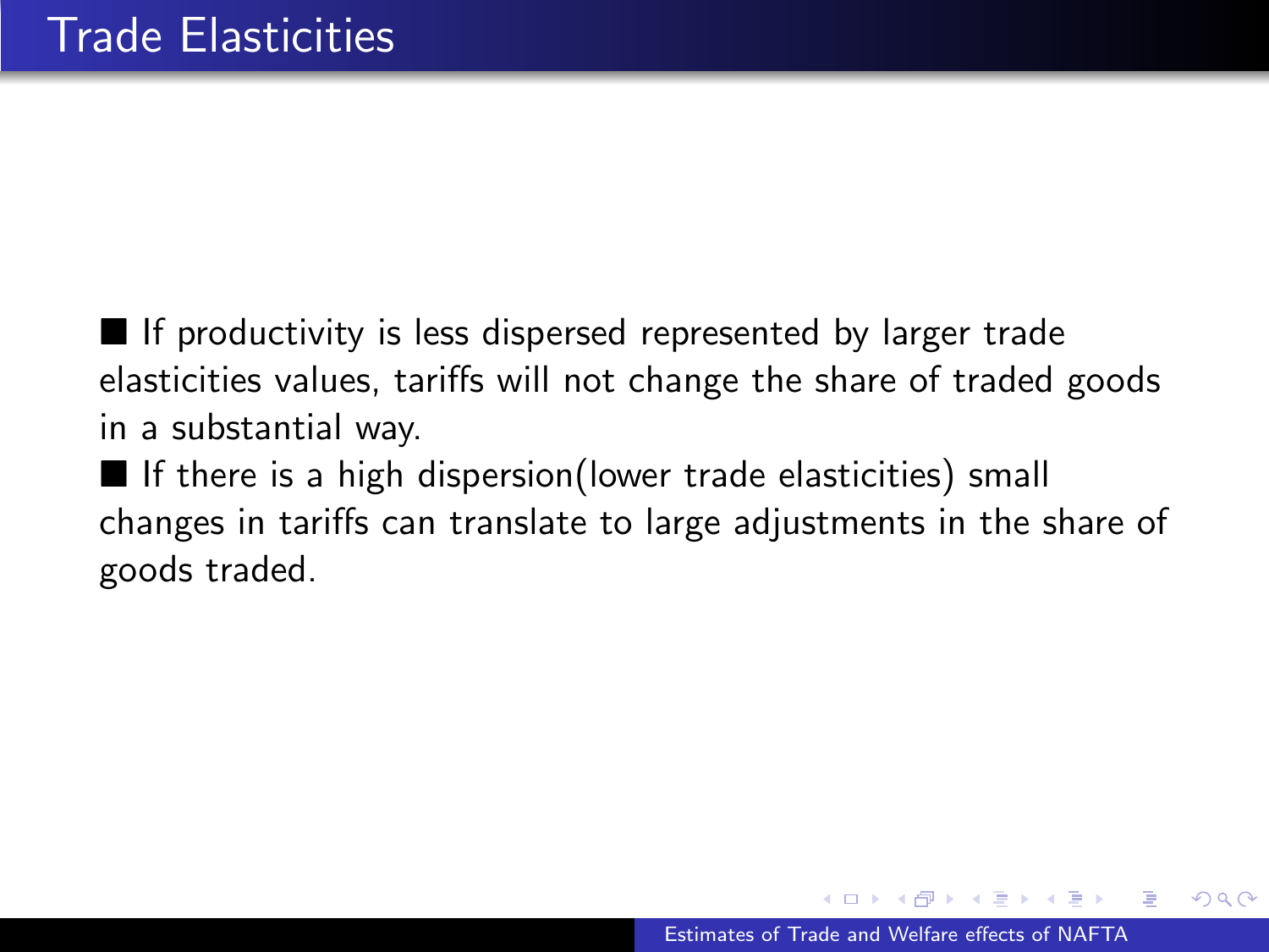# Trade Elasticities

- If productivity is less dispersed represented by larger trade elasticities values, tariffs will not change the share of traded goods in a substantial way.
- If there is a high dispersion(lower trade elasticities) small changes in tariffs can translate to large adjustments in the share of goods traded.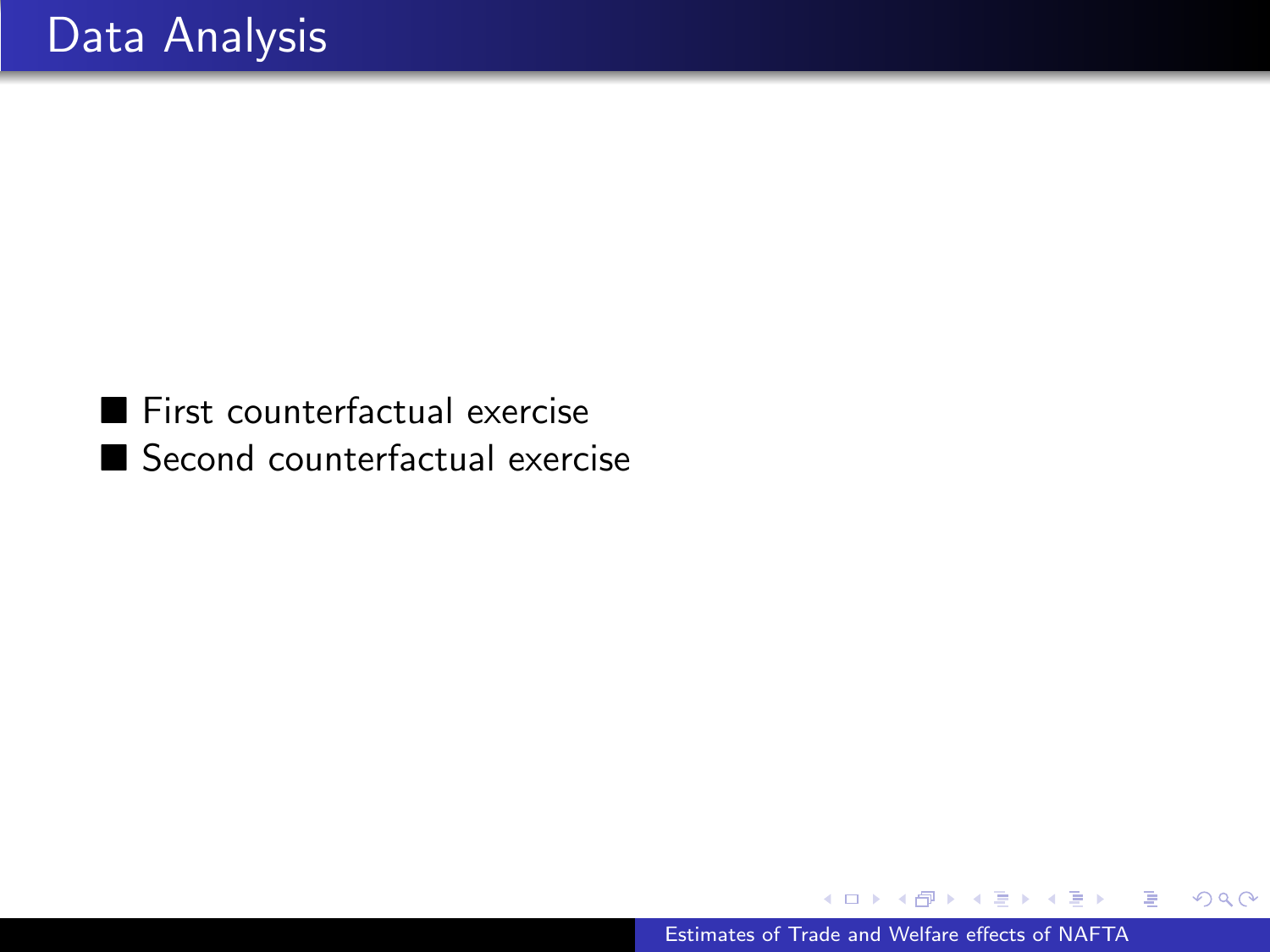# Data Analysis

- First counterfactual exercise
- Second counterfactual exercise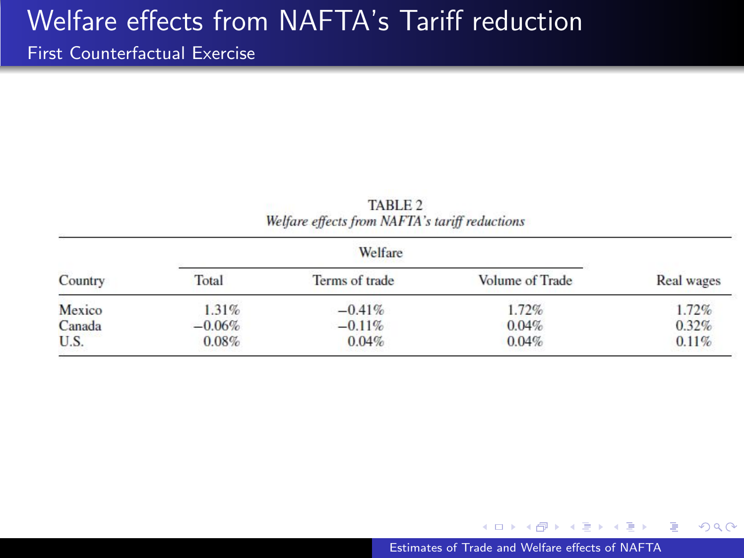# Welfare effects from NAFTA's Tariff reduction

## First Counterfactual Exercise

TABLE 2
*Welfare effects from NAFTA's tariff reductions*

| | Welfare | | | |
|---|---|---|---|---|
| Country | Total | Terms of trade | Volume of Trade | Real wages |
| Mexico | 1.31% | −0.41% | 1.72% | 1.72% |
| Canada | −0.06% | −0.11% | 0.04% | 0.32% |
| U.S. | 0.08% | 0.04% | 0.04% | 0.11% |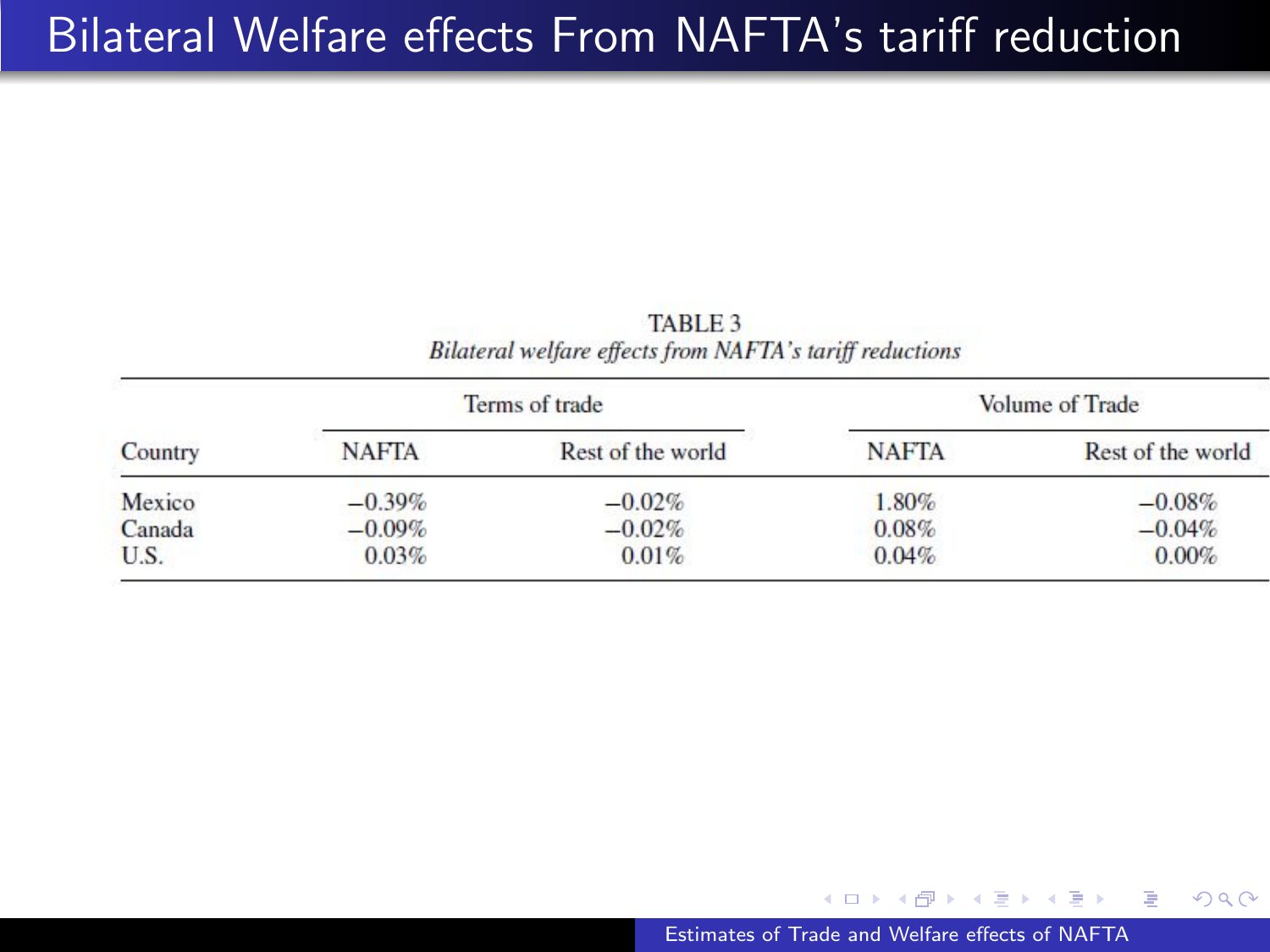# Bilateral Welfare effects From NAFTA's tariff reduction

TABLE 3

*Bilateral welfare effects from NAFTA's tariff reductions*

| Country | Terms of trade | | Volume of Trade | |
|---|---|---|---|---|
| | NAFTA | Rest of the world | NAFTA | Rest of the world |
| Mexico | −0.39% | −0.02% | 1.80% | −0.08% |
| Canada | −0.09% | −0.02% | 0.08% | −0.04% |
| U.S. | 0.03% | 0.01% | 0.04% | 0.00% |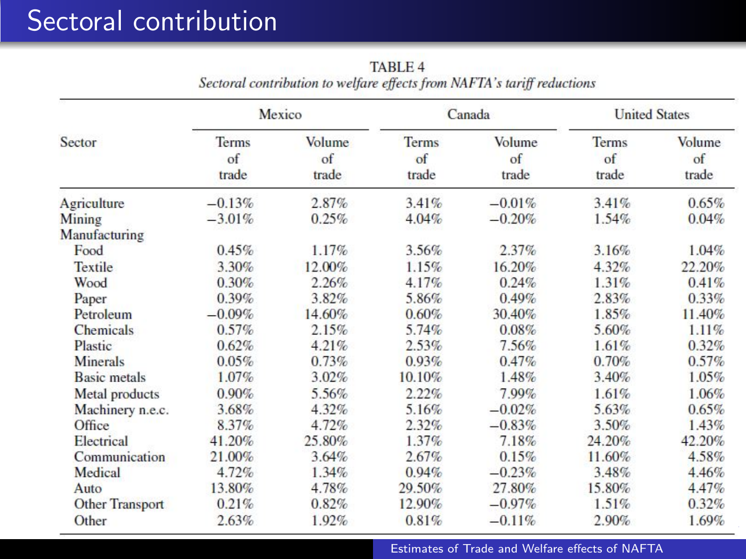# Sectoral contribution

TABLE 4
*Sectoral contribution to welfare effects from NAFTA's tariff reductions*

| Sector | Mexico | | Canada | | United States | |
|---|---|---|---|---|---|---|
| | Terms of trade | Volume of trade | Terms of trade | Volume of trade | Terms of trade | Volume of trade |
| Agriculture | −0.13% | 2.87% | 3.41% | −0.01% | 3.41% | 0.65% |
| Mining | −3.01% | 0.25% | 4.04% | −0.20% | 1.54% | 0.04% |
| Manufacturing | | | | | | |
| Food | 0.45% | 1.17% | 3.56% | 2.37% | 3.16% | 1.04% |
| Textile | 3.30% | 12.00% | 1.15% | 16.20% | 4.32% | 22.20% |
| Wood | 0.30% | 2.26% | 4.17% | 0.24% | 1.31% | 0.41% |
| Paper | 0.39% | 3.82% | 5.86% | 0.49% | 2.83% | 0.33% |
| Petroleum | −0.09% | 14.60% | 0.60% | 30.40% | 1.85% | 11.40% |
| Chemicals | 0.57% | 2.15% | 5.74% | 0.08% | 5.60% | 1.11% |
| Plastic | 0.62% | 4.21% | 2.53% | 7.56% | 1.61% | 0.32% |
| Minerals | 0.05% | 0.73% | 0.93% | 0.47% | 0.70% | 0.57% |
| Basic metals | 1.07% | 3.02% | 10.10% | 1.48% | 3.40% | 1.05% |
| Metal products | 0.90% | 5.56% | 2.22% | 7.99% | 1.61% | 1.06% |
| Machinery n.e.c. | 3.68% | 4.32% | 5.16% | −0.02% | 5.63% | 0.65% |
| Office | 8.37% | 4.72% | 2.32% | −0.83% | 3.50% | 1.43% |
| Electrical | 41.20% | 25.80% | 1.37% | 7.18% | 24.20% | 42.20% |
| Communication | 21.00% | 3.64% | 2.67% | 0.15% | 11.60% | 4.58% |
| Medical | 4.72% | 1.34% | 0.94% | −0.23% | 3.48% | 4.46% |
| Auto | 13.80% | 4.78% | 29.50% | 27.80% | 15.80% | 4.47% |
| Other Transport | 0.21% | 0.82% | 12.90% | −0.97% | 1.51% | 0.32% |
| Other | 2.63% | 1.92% | 0.81% | −0.11% | 2.90% | 1.69% |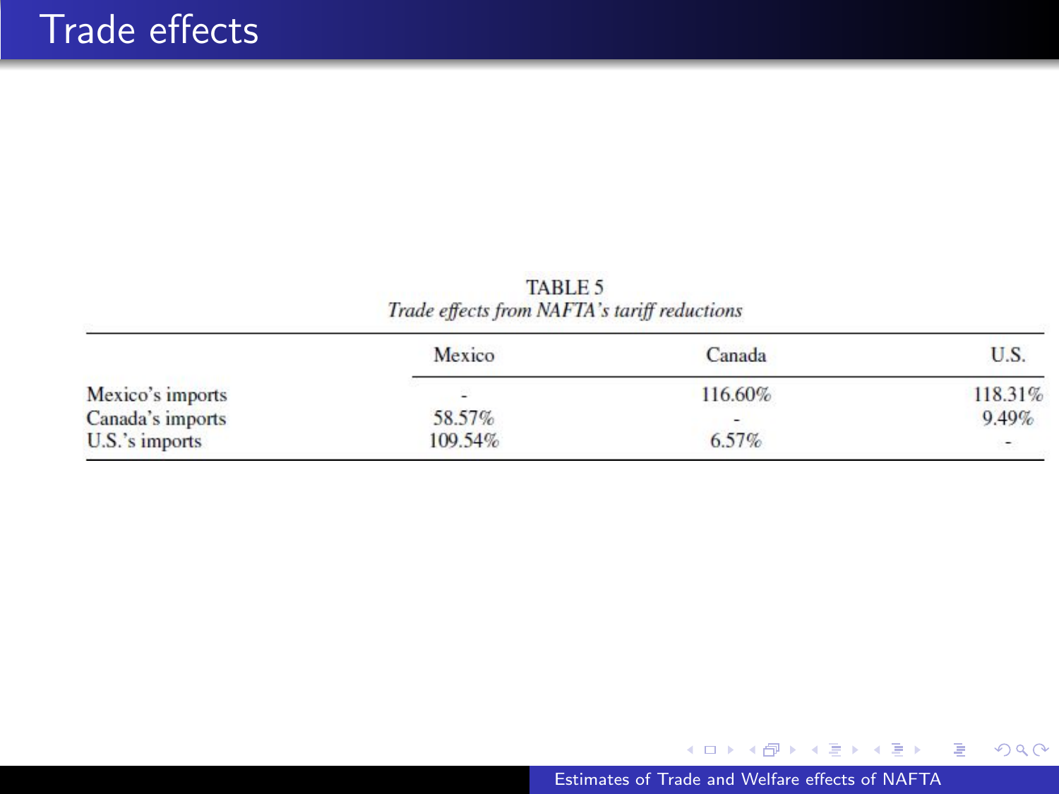# Trade effects

TABLE 5
*Trade effects from NAFTA's tariff reductions*

| | Mexico | Canada | U.S. |
|---|---|---|---|
| Mexico's imports | - | 116.60% | 118.31% |
| Canada's imports | 58.57% | - | 9.49% |
| U.S.'s imports | 109.54% | 6.57% | - |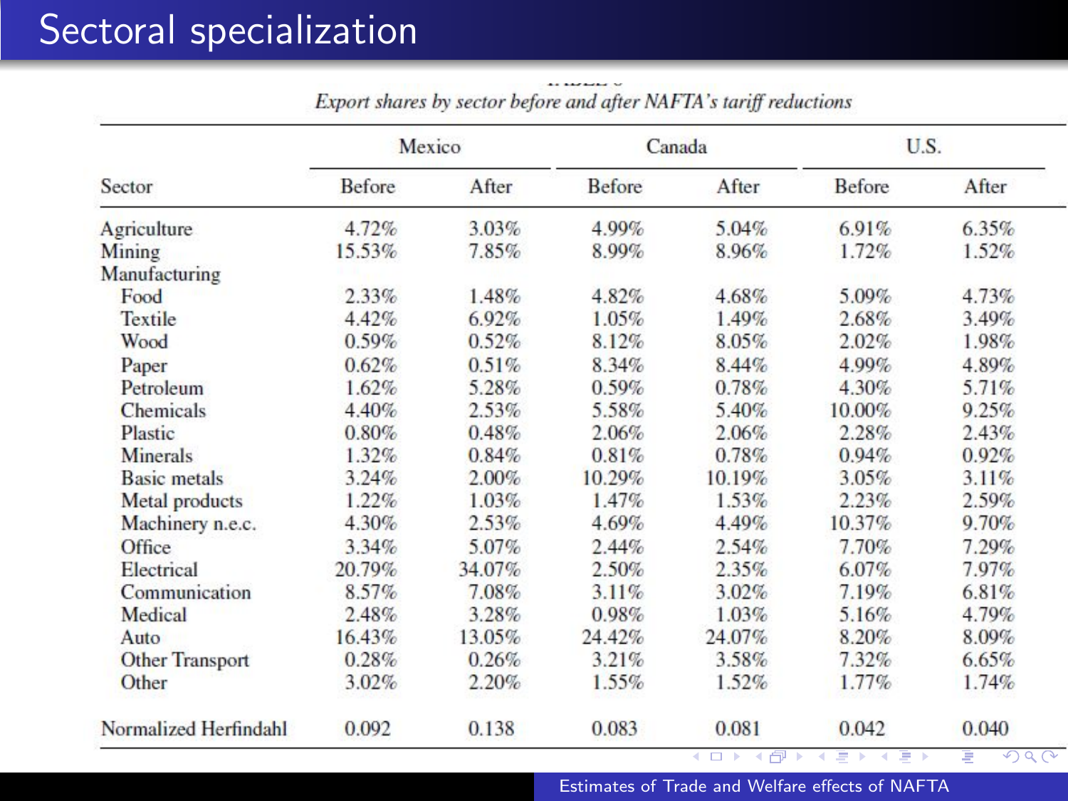# Sectoral specialization

*Export shares by sector before and after NAFTA's tariff reductions*

| Sector | Mexico | | Canada | | U.S. | |
|---|---|---|---|---|---|---|
| | Before | After | Before | After | Before | After |
| Agriculture | 4.72% | 3.03% | 4.99% | 5.04% | 6.91% | 6.35% |
| Mining | 15.53% | 7.85% | 8.99% | 8.96% | 1.72% | 1.52% |
| Manufacturing | | | | | | |
| Food | 2.33% | 1.48% | 4.82% | 4.68% | 5.09% | 4.73% |
| Textile | 4.42% | 6.92% | 1.05% | 1.49% | 2.68% | 3.49% |
| Wood | 0.59% | 0.52% | 8.12% | 8.05% | 2.02% | 1.98% |
| Paper | 0.62% | 0.51% | 8.34% | 8.44% | 4.99% | 4.89% |
| Petroleum | 1.62% | 5.28% | 0.59% | 0.78% | 4.30% | 5.71% |
| Chemicals | 4.40% | 2.53% | 5.58% | 5.40% | 10.00% | 9.25% |
| Plastic | 0.80% | 0.48% | 2.06% | 2.06% | 2.28% | 2.43% |
| Minerals | 1.32% | 0.84% | 0.81% | 0.78% | 0.94% | 0.92% |
| Basic metals | 3.24% | 2.00% | 10.29% | 10.19% | 3.05% | 3.11% |
| Metal products | 1.22% | 1.03% | 1.47% | 1.53% | 2.23% | 2.59% |
| Machinery n.e.c. | 4.30% | 2.53% | 4.69% | 4.49% | 10.37% | 9.70% |
| Office | 3.34% | 5.07% | 2.44% | 2.54% | 7.70% | 7.29% |
| Electrical | 20.79% | 34.07% | 2.50% | 2.35% | 6.07% | 7.97% |
| Communication | 8.57% | 7.08% | 3.11% | 3.02% | 7.19% | 6.81% |
| Medical | 2.48% | 3.28% | 0.98% | 1.03% | 5.16% | 4.79% |
| Auto | 16.43% | 13.05% | 24.42% | 24.07% | 8.20% | 8.09% |
| Other Transport | 0.28% | 0.26% | 3.21% | 3.58% | 7.32% | 6.65% |
| Other | 3.02% | 2.20% | 1.55% | 1.52% | 1.77% | 1.74% |
| Normalized Herfindahl | 0.092 | 0.138 | 0.083 | 0.081 | 0.042 | 0.040 |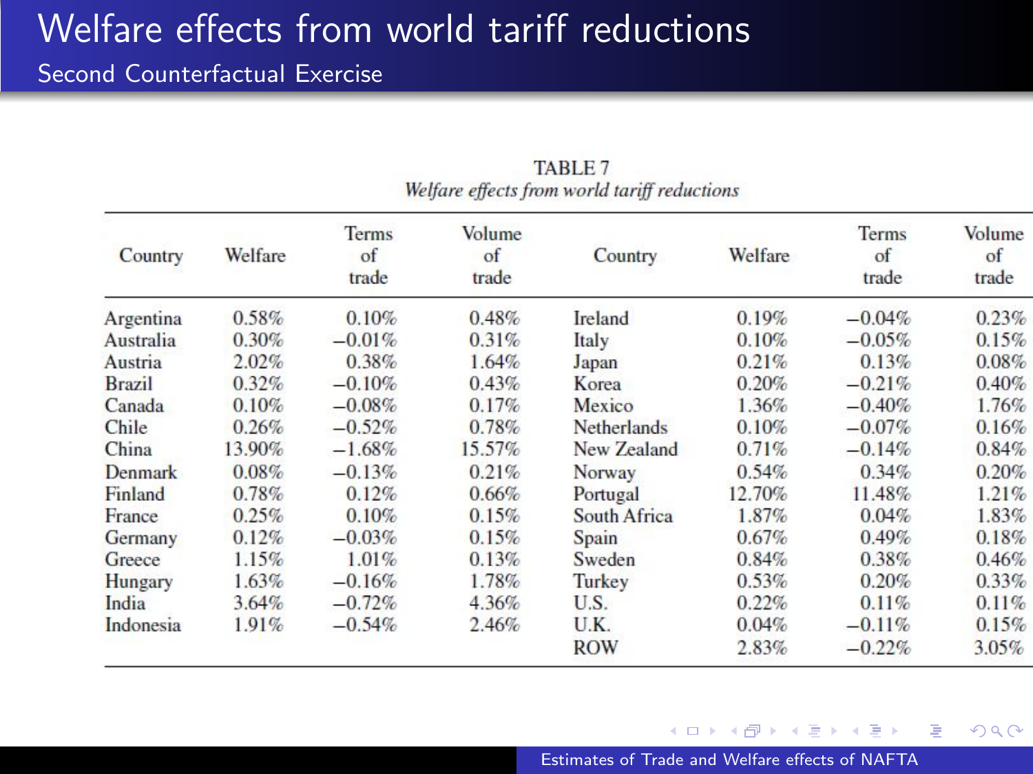# Welfare effects from world tariff reductions

## Second Counterfactual Exercise

TABLE 7
*Welfare effects from world tariff reductions*

| Country | Welfare | Terms of trade | Volume of trade | Country | Welfare | Terms of trade | Volume of trade |
|---|---|---|---|---|---|---|---|
| Argentina | 0.58% | 0.10% | 0.48% | Ireland | 0.19% | −0.04% | 0.23% |
| Australia | 0.30% | −0.01% | 0.31% | Italy | 0.10% | −0.05% | 0.15% |
| Austria | 2.02% | 0.38% | 1.64% | Japan | 0.21% | 0.13% | 0.08% |
| Brazil | 0.32% | −0.10% | 0.43% | Korea | 0.20% | −0.21% | 0.40% |
| Canada | 0.10% | −0.08% | 0.17% | Mexico | 1.36% | −0.40% | 1.76% |
| Chile | 0.26% | −0.52% | 0.78% | Netherlands | 0.10% | −0.07% | 0.16% |
| China | 13.90% | −1.68% | 15.57% | New Zealand | 0.71% | −0.14% | 0.84% |
| Denmark | 0.08% | −0.13% | 0.21% | Norway | 0.54% | 0.34% | 0.20% |
| Finland | 0.78% | 0.12% | 0.66% | Portugal | 12.70% | 11.48% | 1.21% |
| France | 0.25% | 0.10% | 0.15% | South Africa | 1.87% | 0.04% | 1.83% |
| Germany | 0.12% | −0.03% | 0.15% | Spain | 0.67% | 0.49% | 0.18% |
| Greece | 1.15% | 1.01% | 0.13% | Sweden | 0.84% | 0.38% | 0.46% |
| Hungary | 1.63% | −0.16% | 1.78% | Turkey | 0.53% | 0.20% | 0.33% |
| India | 3.64% | −0.72% | 4.36% | U.S. | 0.22% | 0.11% | 0.11% |
| Indonesia | 1.91% | −0.54% | 2.46% | U.K. | 0.04% | −0.11% | 0.15% |
| | | | | ROW | 2.83% | −0.22% | 3.05% |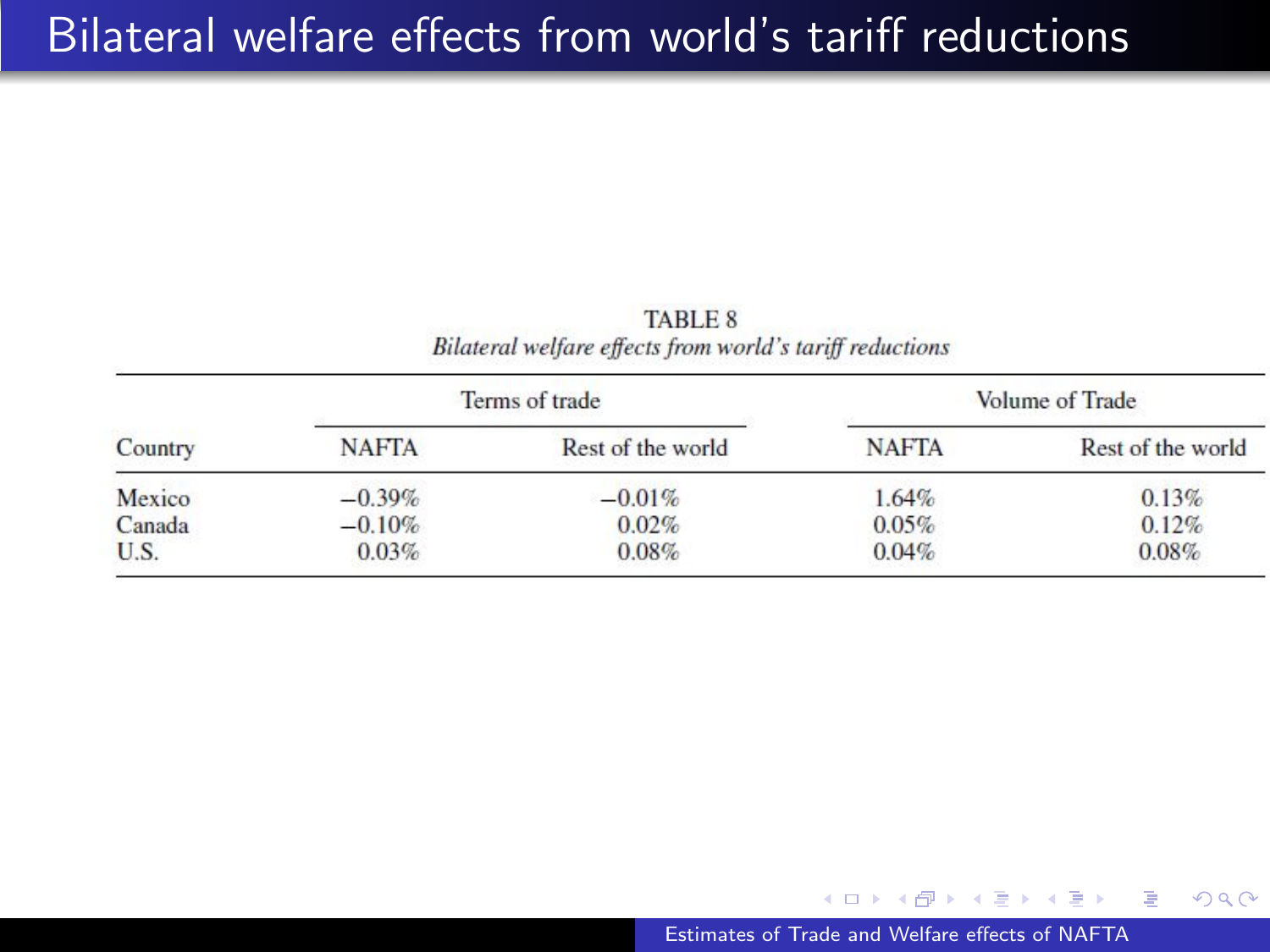# Bilateral welfare effects from world's tariff reductions

TABLE 8

*Bilateral welfare effects from world's tariff reductions*

| | Terms of trade | | Volume of Trade | |
|---|---|---|---|---|
| Country | NAFTA | Rest of the world | NAFTA | Rest of the world |
| Mexico | −0.39% | −0.01% | 1.64% | 0.13% |
| Canada | −0.10% | 0.02% | 0.05% | 0.12% |
| U.S. | 0.03% | 0.08% | 0.04% | 0.08% |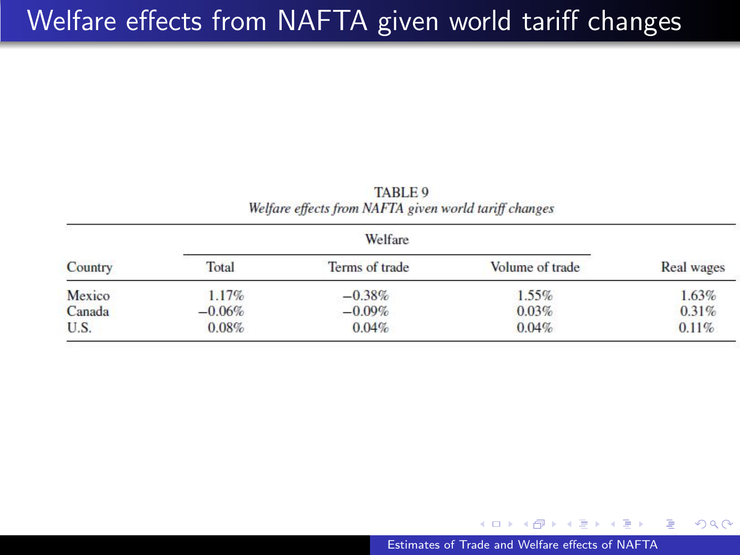# Welfare effects from NAFTA given world tariff changes

TABLE 9
*Welfare effects from NAFTA given world tariff changes*

| Country | Welfare | | | Real wages |
|---|---|---|---|---|
| | Total | Terms of trade | Volume of trade | |
| Mexico | 1.17% | −0.38% | 1.55% | 1.63% |
| Canada | −0.06% | −0.09% | 0.03% | 0.31% |
| U.S. | 0.08% | 0.04% | 0.04% | 0.11% |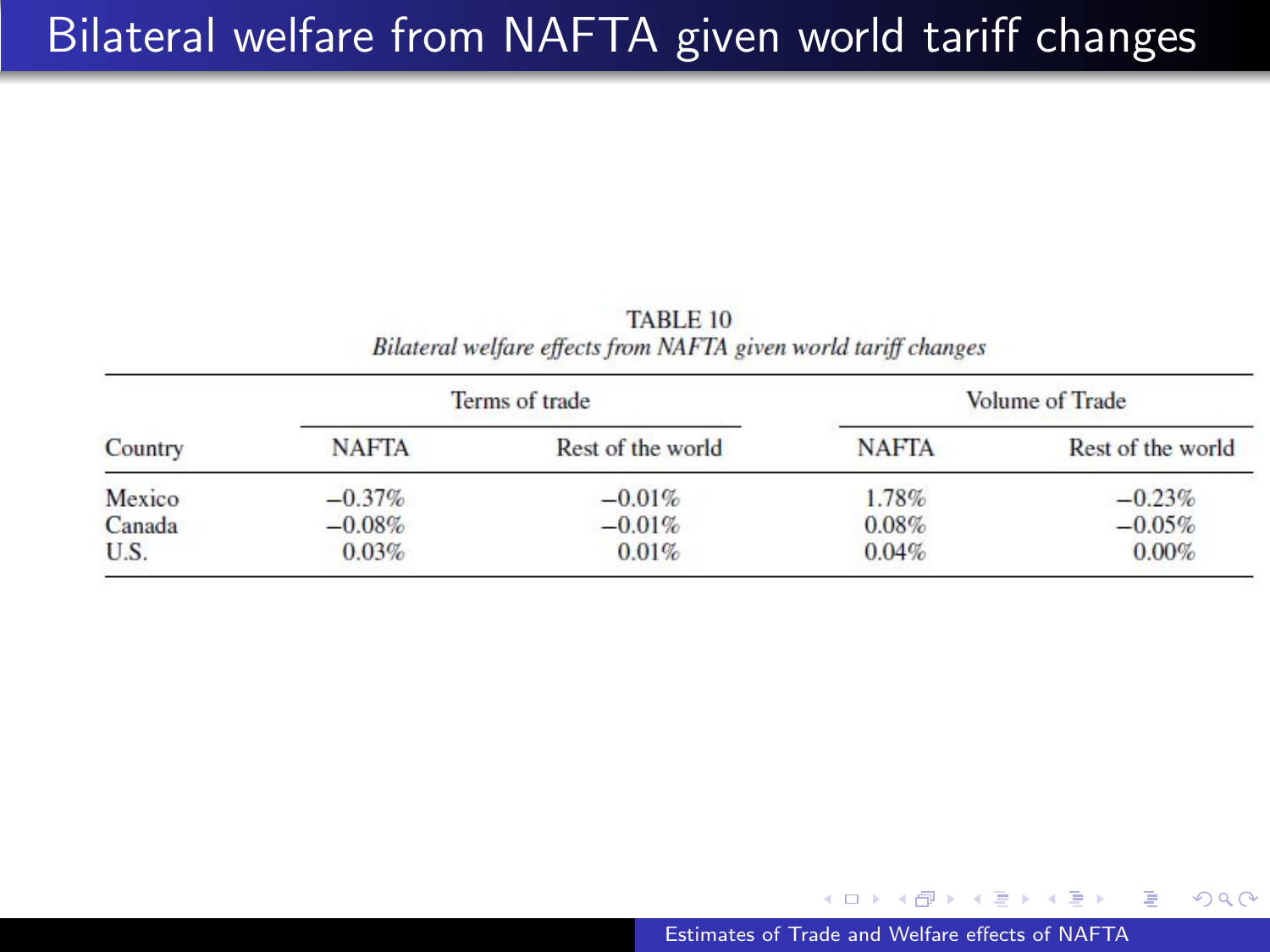# Bilateral welfare from NAFTA given world tariff changes

TABLE 10

*Bilateral welfare effects from NAFTA given world tariff changes*

| Country | Terms of trade | | Volume of Trade | |
|---|---|---|---|---|
| | NAFTA | Rest of the world | NAFTA | Rest of the world |
| Mexico | −0.37% | −0.01% | 1.78% | −0.23% |
| Canada | −0.08% | −0.01% | 0.08% | −0.05% |
| U.S. | 0.03% | 0.01% | 0.04% | 0.00% |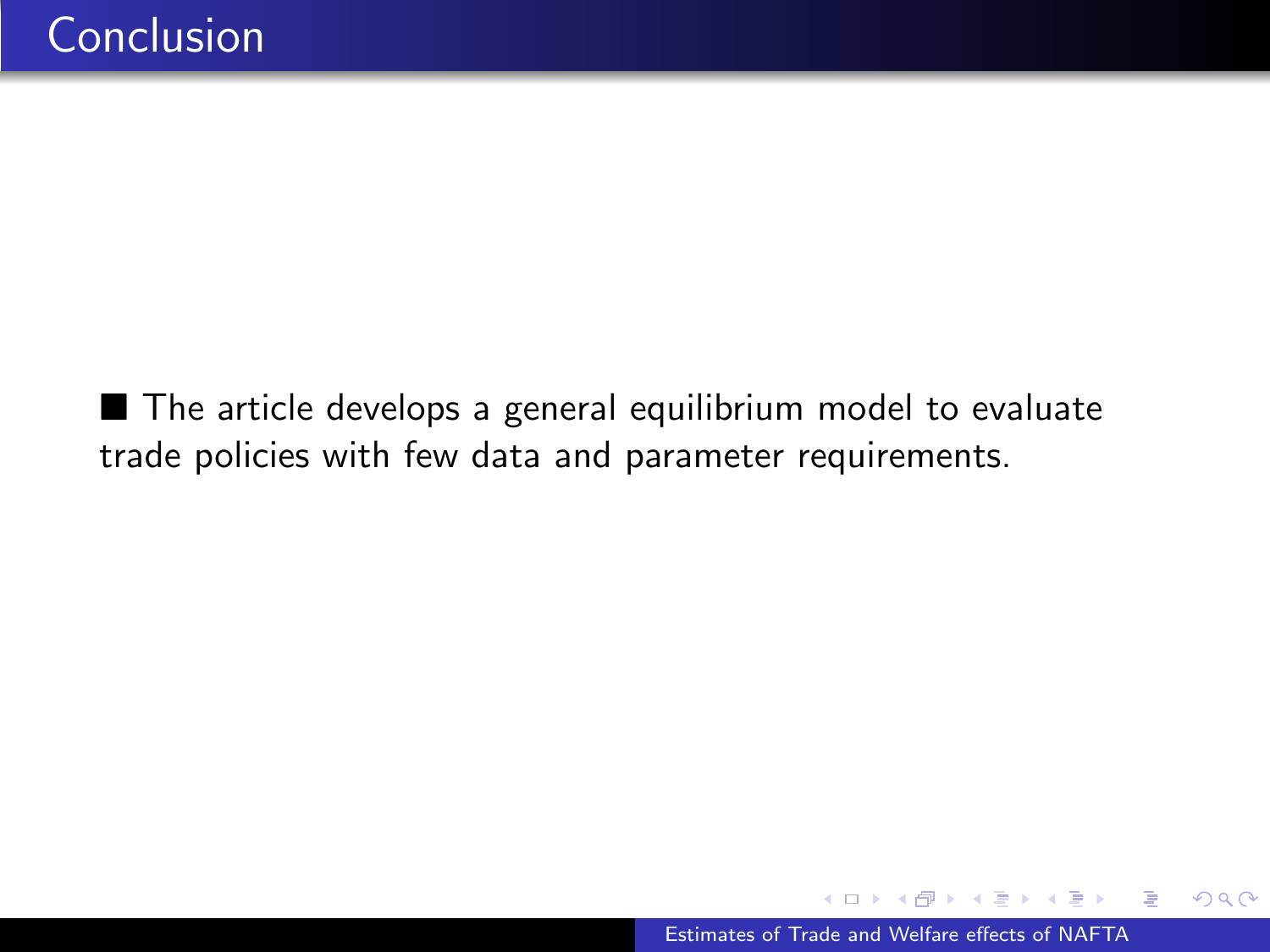# Conclusion

- The article develops a general equilibrium model to evaluate trade policies with few data and parameter requirements.